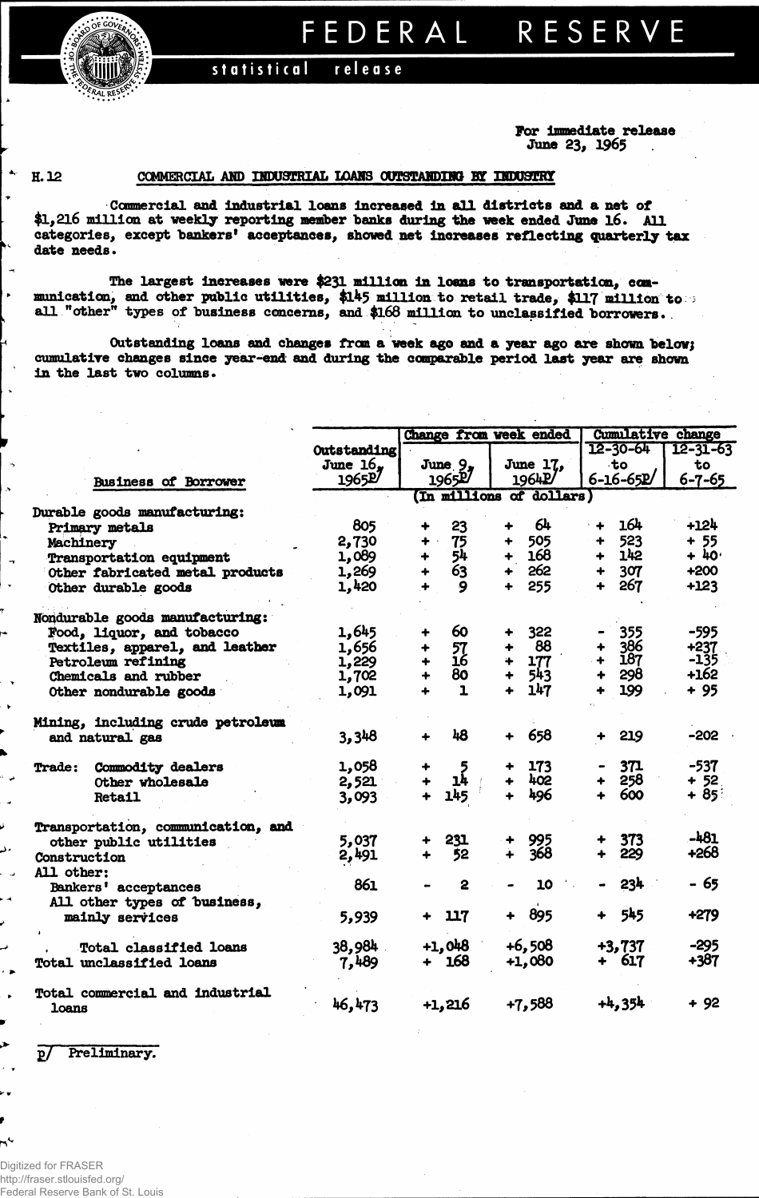# FEDERAL RESERVE

statistical release

For immediate release
June 23, 1965

H.12

## COMMERCIAL AND INDUSTRIAL LOANS OUTSTANDING BY INDUSTRY

Commercial and industrial loans increased in all districts and a net of $1,216 million at weekly reporting member banks during the week ended June 16. All categories, except bankers' acceptances, showed net increases reflecting quarterly tax date needs.

The largest increases were $231 million in loans to transportation, communication, and other public utilities, $145 million to retail trade, $117 million to all "other" types of business concerns, and $168 million to unclassified borrowers.

Outstanding loans and changes from a week ago and a year ago are shown below; cumulative changes since year-end and during the comparable period last year are shown in the last two columns.

| Business of Borrower | Outstanding June 16, 1965p/ | Change from week ended June 9, 1965p/ | Change from week ended June 17, 1964p/ | Cumulative change 12-30-64 to 6-16-65p/ | Cumulative change 12-31-63 to 6-7-65 |
|---|---|---|---|---|---|
| | (In millions of dollars) | | | | |
| **Durable goods manufacturing:** | | | | | |
| Primary metals | 805 | + 23 | + 64 | + 164 | +124 |
| Machinery | 2,730 | + 75 | + 505 | + 523 | + 55 |
| Transportation equipment | 1,089 | + 54 | + 168 | + 142 | + 40 |
| Other fabricated metal products | 1,269 | + 63 | + 262 | + 307 | +200 |
| Other durable goods | 1,420 | + 9 | + 255 | + 267 | +123 |
| **Nondurable goods manufacturing:** | | | | | |
| Food, liquor, and tobacco | 1,645 | + 60 | + 322 | - 355 | -595 |
| Textiles, apparel, and leather | 1,656 | + 57 | + 88 | + 386 | +237 |
| Petroleum refining | 1,229 | + 16 | + 177 | + 187 | -135 |
| Chemicals and rubber | 1,702 | + 80 | + 543 | + 298 | +162 |
| Other nondurable goods | 1,091 | + 1 | + 147 | + 199 | + 95 |
| **Mining, including crude petroleum and natural gas** | 3,348 | + 48 | + 658 | + 219 | -202 |
| **Trade:** Commodity dealers | 1,058 | + 5 | + 173 | - 371 | -537 |
| Other wholesale | 2,521 | + 14 | + 402 | + 258 | + 52 |
| Retail | 3,093 | + 145 | + 496 | + 600 | + 85 |
| **Transportation, communication, and other public utilities** | 5,037 | + 231 | + 995 | + 373 | -481 |
| **Construction** | 2,491 | + 52 | + 368 | + 229 | +268 |
| **All other:** | | | | | |
| Bankers' acceptances | 861 | - 2 | - 10 | - 234 | - 65 |
| All other types of business, mainly services | 5,939 | + 117 | + 895 | + 545 | +279 |
| Total classified loans | 38,984 | +1,048 | +6,508 | +3,737 | -295 |
| Total unclassified loans | 7,489 | + 168 | +1,080 | + 617 | +387 |
| **Total commercial and industrial loans** | 46,473 | +1,216 | +7,588 | +4,354 | + 92 |

p/ Preliminary.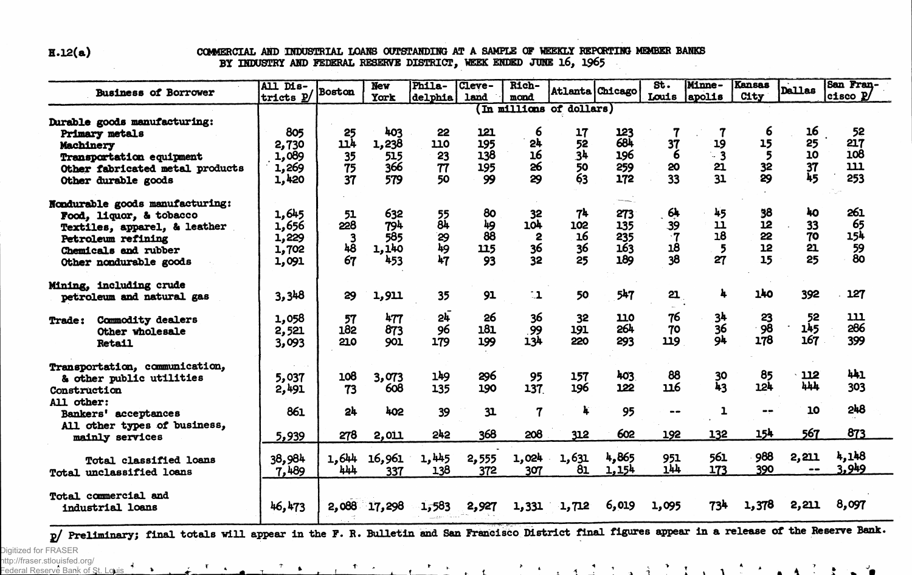H.12(a)

# COMMERCIAL AND INDUSTRIAL LOANS OUTSTANDING AT A SAMPLE OF WEEKLY REPORTING MEMBER BANKS BY INDUSTRY AND FEDERAL RESERVE DISTRICT, WEEK ENDED JUNE 16, 1965

| Business of Borrower | All Districts p/ | Boston | New York | Philadelphia | Cleveland | Richmond | Atlanta | Chicago | St. Louis | Minneapolis | Kansas City | Dallas | San Francisco p/ |
|---|---|---|---|---|---|---|---|---|---|---|---|---|---|
| | (In millions of dollars) | | | | | | | | | | | | |
| **Durable goods manufacturing:** | | | | | | | | | | | | | |
| Primary metals | 805 | 25 | 403 | 22 | 121 | 6 | 17 | 123 | 7 | 7 | 6 | 16 | 52 |
| Machinery | 2,730 | 114 | 1,238 | 110 | 195 | 24 | 52 | 684 | 37 | 19 | 15 | 25 | 217 |
| Transportation equipment | 1,089 | 35 | 515 | 23 | 138 | 16 | 34 | 196 | 6 | 3 | 5 | 10 | 108 |
| Other fabricated metal products | 1,269 | 75 | 366 | 77 | 195 | 26 | 50 | 259 | 20 | 21 | 32 | 37 | 111 |
| Other durable goods | 1,420 | 37 | 579 | 50 | 99 | 29 | 63 | 172 | 33 | 31 | 29 | 45 | 253 |
| **Nondurable goods manufacturing:** | | | | | | | | | | | | | |
| Food, liquor, & tobacco | 1,645 | 51 | 632 | 55 | 80 | 32 | 74 | 273 | 64 | 45 | 38 | 40 | 261 |
| Textiles, apparel, & leather | 1,656 | 228 | 794 | 84 | 49 | 104 | 102 | 135 | 39 | 11 | 12 | 33 | 65 |
| Petroleum refining | 1,229 | 3 | 585 | 29 | 88 | 2 | 16 | 235 | 7 | 18 | 22 | 70 | 154 |
| Chemicals and rubber | 1,702 | 48 | 1,140 | 49 | 115 | 36 | 36 | 163 | 18 | 5 | 12 | 21 | 59 |
| Other nondurable goods | 1,091 | 67 | 453 | 47 | 93 | 32 | 25 | 189 | 38 | 27 | 15 | 25 | 80 |
| **Mining, including crude petroleum and natural gas** | 3,348 | 29 | 1,911 | 35 | 91 | 1 | 50 | 547 | 21 | 4 | 140 | 392 | 127 |
| **Trade:** Commodity dealers | 1,058 | 57 | 477 | 24 | 26 | 36 | 32 | 110 | 76 | 34 | 23 | 52 | 111 |
| Other wholesale | 2,521 | 182 | 873 | 96 | 181 | 99 | 191 | 264 | 70 | 36 | 98 | 145 | 286 |
| Retail | 3,093 | 210 | 901 | 179 | 199 | 134 | 220 | 293 | 119 | 94 | 178 | 167 | 399 |
| **Transportation, communication, & other public utilities** | 5,037 | 108 | 3,073 | 149 | 296 | 95 | 157 | 403 | 88 | 30 | 85 | 112 | 441 |
| **Construction** | 2,491 | 73 | 608 | 135 | 190 | 137 | 196 | 122 | 116 | 43 | 124 | 444 | 303 |
| **All other:** | | | | | | | | | | | | | |
| Bankers' acceptances | 861 | 24 | 402 | 39 | 31 | 7 | 4 | 95 | -- | 1 | -- | 10 | 248 |
| All other types of business, mainly services | 5,939 | 278 | 2,011 | 242 | 368 | 208 | 312 | 602 | 192 | 132 | 154 | 567 | 873 |
| Total classified loans | 38,984 | 1,644 | 16,961 | 1,445 | 2,555 | 1,024 | 1,631 | 4,865 | 951 | 561 | 988 | 2,211 | 4,148 |
| Total unclassified loans | 7,489 | 444 | 337 | 138 | 372 | 307 | 81 | 1,154 | 144 | 173 | 390 | -- | 3,949 |
| **Total commercial and industrial loans** | 46,473 | 2,088 | 17,298 | 1,583 | 2,927 | 1,331 | 1,712 | 6,019 | 1,095 | 734 | 1,378 | 2,211 | 8,097 |

p/ Preliminary; final totals will appear in the F. R. Bulletin and San Francisco District final figures appear in a release of the Reserve Bank.